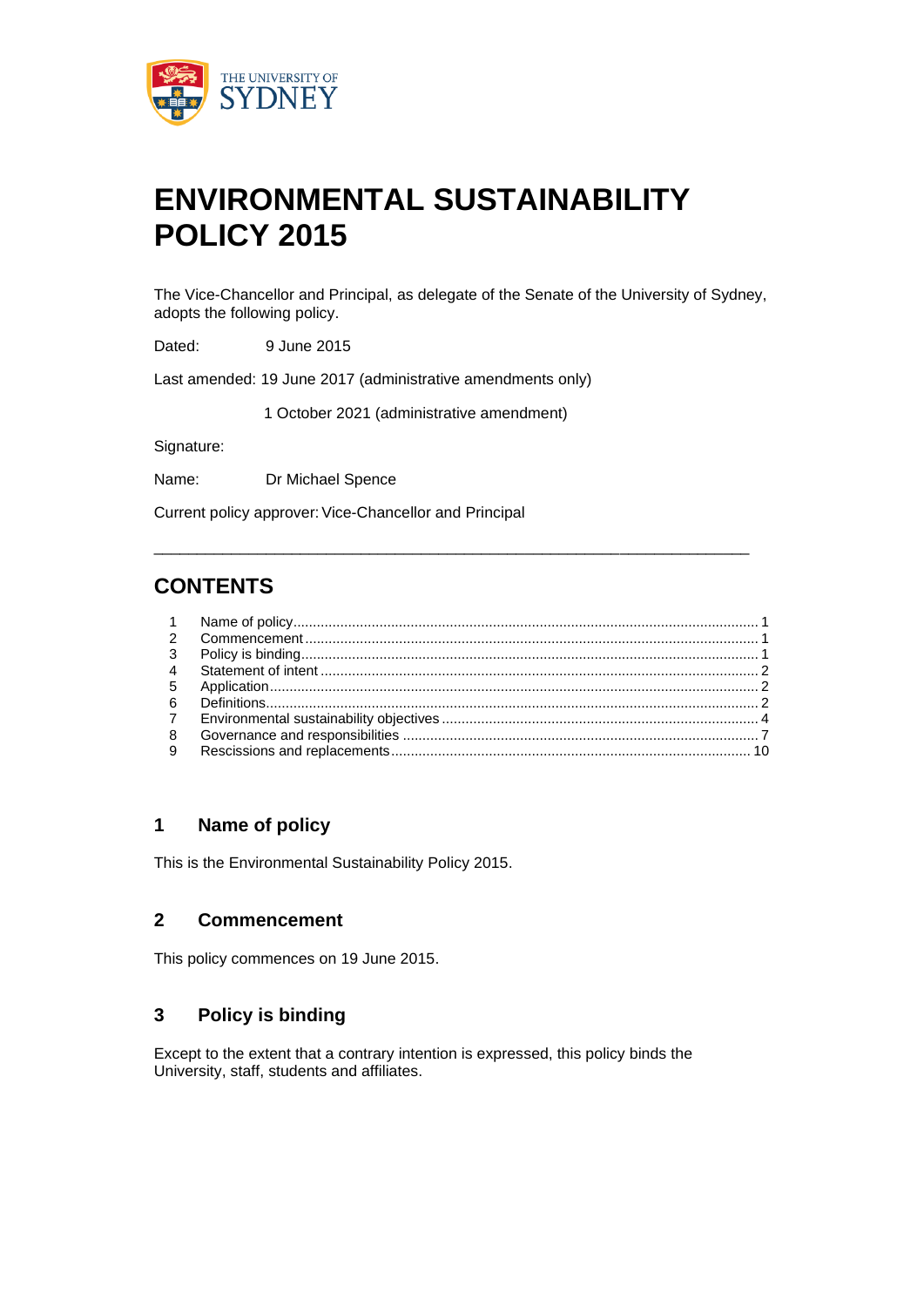# ENVIRONMENTAL SUSTAINABILITY POLICY 2015

The Vice-Chancellor and Principal, as delegate of the Senate of the University of Sydney, adopts the following policy.

Dated: 9 June 2015

Last amended: 19 June 2017 (administrative amendments only)

1 October 2021 (administrative amendment)

Signature:

Name: Dr Michael Spence

Current policy approver: Vice-Chancellor and Principal

---

## CONTENTS

| | | |
|---|---|---|
| 1 | Name of policy | 1 |
| 2 | Commencement | 1 |
| 3 | Policy is binding | 1 |
| 4 | Statement of intent | 2 |
| 5 | Application | 2 |
| 6 | Definitions | 2 |
| 7 | Environmental sustainability objectives | 4 |
| 8 | Governance and responsibilities | 7 |
| 9 | Rescissions and replacements | 10 |

## 1 Name of policy

This is the Environmental Sustainability Policy 2015.

## 2 Commencement

This policy commences on 19 June 2015.

## 3 Policy is binding

Except to the extent that a contrary intention is expressed, this policy binds the University, staff, students and affiliates.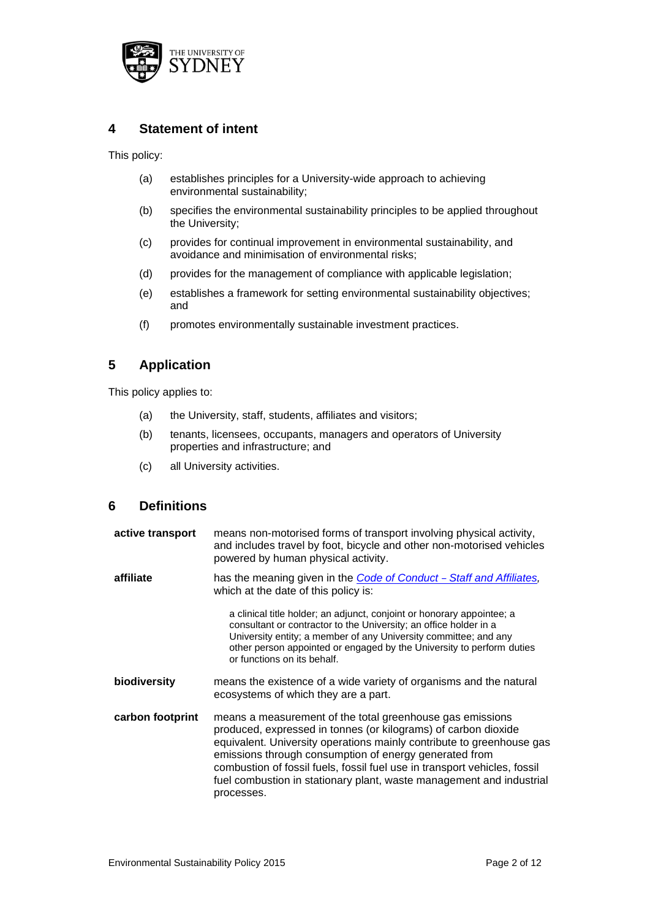## 4 Statement of intent

This policy:

(a) establishes principles for a University-wide approach to achieving environmental sustainability;

(b) specifies the environmental sustainability principles to be applied throughout the University;

(c) provides for continual improvement in environmental sustainability, and avoidance and minimisation of environmental risks;

(d) provides for the management of compliance with applicable legislation;

(e) establishes a framework for setting environmental sustainability objectives; and

(f) promotes environmentally sustainable investment practices.

## 5 Application

This policy applies to:

(a) the University, staff, students, affiliates and visitors;

(b) tenants, licensees, occupants, managers and operators of University properties and infrastructure; and

(c) all University activities.

## 6 Definitions

| | |
|---|---|
| **active transport** | means non-motorised forms of transport involving physical activity, and includes travel by foot, bicycle and other non-motorised vehicles powered by human physical activity. |
| **affiliate** | has the meaning given in the *Code of Conduct – Staff and Affiliates*, which at the date of this policy is: <br><br> a clinical title holder; an adjunct, conjoint or honorary appointee; a consultant or contractor to the University; an office holder in a University entity; a member of any University committee; and any other person appointed or engaged by the University to perform duties or functions on its behalf. |
| **biodiversity** | means the existence of a wide variety of organisms and the natural ecosystems of which they are a part. |
| **carbon footprint** | means a measurement of the total greenhouse gas emissions produced, expressed in tonnes (or kilograms) of carbon dioxide equivalent. University operations mainly contribute to greenhouse gas emissions through consumption of energy generated from combustion of fossil fuels, fossil fuel use in transport vehicles, fossil fuel combustion in stationary plant, waste management and industrial processes. |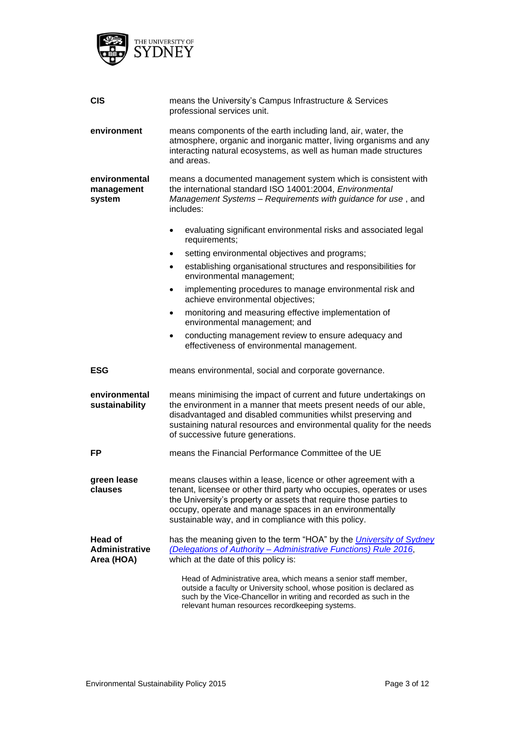| | |
|---|---|
| **CIS** | means the University's Campus Infrastructure & Services professional services unit. |
| **environment** | means components of the earth including land, air, water, the atmosphere, organic and inorganic matter, living organisms and any interacting natural ecosystems, as well as human made structures and areas. |
| **environmental management system** | means a documented management system which is consistent with the international standard ISO 14001:2004, *Environmental Management Systems – Requirements with guidance for use* , and includes: |

- evaluating significant environmental risks and associated legal requirements;
- setting environmental objectives and programs;
- establishing organisational structures and responsibilities for environmental management;
- implementing procedures to manage environmental risk and achieve environmental objectives;
- monitoring and measuring effective implementation of environmental management; and
- conducting management review to ensure adequacy and effectiveness of environmental management.

| | |
|---|---|
| **ESG** | means environmental, social and corporate governance. |
| **environmental sustainability** | means minimising the impact of current and future undertakings on the environment in a manner that meets present needs of our able, disadvantaged and disabled communities whilst preserving and sustaining natural resources and environmental quality for the needs of successive future generations. |
| **FP** | means the Financial Performance Committee of the UE |
| **green lease clauses** | means clauses within a lease, licence or other agreement with a tenant, licensee or other third party who occupies, operates or uses the University's property or assets that require those parties to occupy, operate and manage spaces in an environmentally sustainable way, and in compliance with this policy. |
| **Head of Administrative Area (HOA)** | has the meaning given to the term "HOA" by the [*University of Sydney (Delegations of Authority – Administrative Functions) Rule 2016*](), which at the date of this policy is: |

> Head of Administrative area, which means a senior staff member, outside a faculty or University school, whose position is declared as such by the Vice-Chancellor in writing and recorded as such in the relevant human resources recordkeeping systems.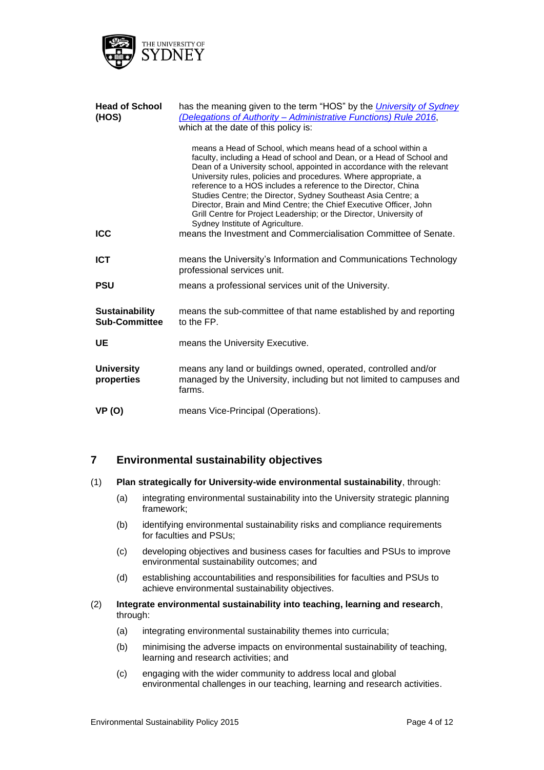| | |
|---|---|
| **Head of School (HOS)** | has the meaning given to the term "HOS" by the [*University of Sydney (Delegations of Authority – Administrative Functions) Rule 2016*](), which at the date of this policy is:<br><br>means a Head of School, which means head of a school within a faculty, including a Head of school and Dean, or a Head of School and Dean of a University school, appointed in accordance with the relevant University rules, policies and procedures. Where appropriate, a reference to a HOS includes a reference to the Director, China Studies Centre; the Director, Sydney Southeast Asia Centre; a Director, Brain and Mind Centre; the Chief Executive Officer, John Grill Centre for Project Leadership; or the Director, University of Sydney Institute of Agriculture. |
| **ICC** | means the Investment and Commercialisation Committee of Senate. |
| **ICT** | means the University's Information and Communications Technology professional services unit. |
| **PSU** | means a professional services unit of the University. |
| **Sustainability Sub-Committee** | means the sub-committee of that name established by and reporting to the FP. |
| **UE** | means the University Executive. |
| **University properties** | means any land or buildings owned, operated, controlled and/or managed by the University, including but not limited to campuses and farms. |
| **VP (O)** | means Vice-Principal (Operations). |

## 7 Environmental sustainability objectives

(1) **Plan strategically for University-wide environmental sustainability**, through:

- (a) integrating environmental sustainability into the University strategic planning framework;
- (b) identifying environmental sustainability risks and compliance requirements for faculties and PSUs;
- (c) developing objectives and business cases for faculties and PSUs to improve environmental sustainability outcomes; and
- (d) establishing accountabilities and responsibilities for faculties and PSUs to achieve environmental sustainability objectives.

(2) **Integrate environmental sustainability into teaching, learning and research**, through:

- (a) integrating environmental sustainability themes into curricula;
- (b) minimising the adverse impacts on environmental sustainability of teaching, learning and research activities; and
- (c) engaging with the wider community to address local and global environmental challenges in our teaching, learning and research activities.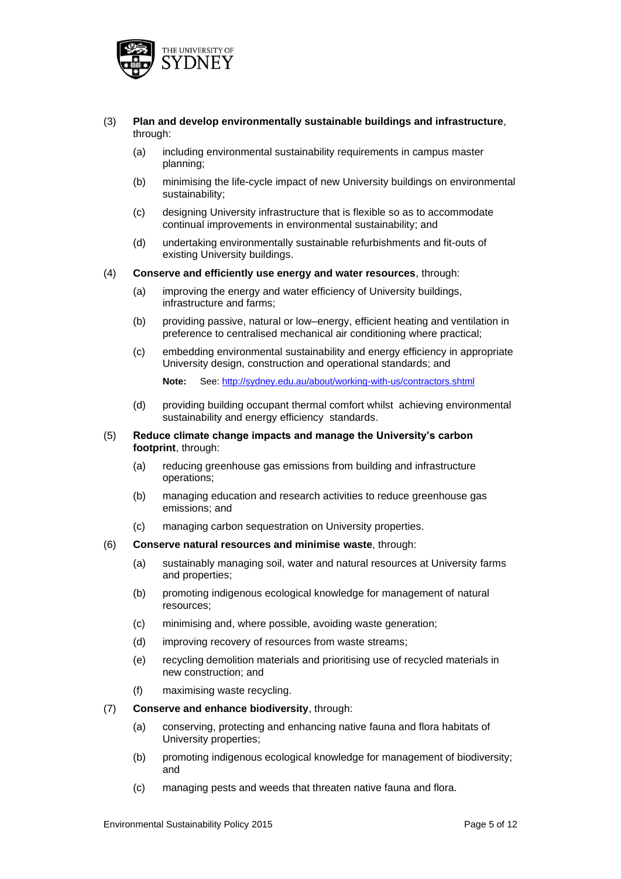(3) **Plan and develop environmentally sustainable buildings and infrastructure**, through:

   (a) including environmental sustainability requirements in campus master planning;

   (b) minimising the life-cycle impact of new University buildings on environmental sustainability;

   (c) designing University infrastructure that is flexible so as to accommodate continual improvements in environmental sustainability; and

   (d) undertaking environmentally sustainable refurbishments and fit-outs of existing University buildings.

(4) **Conserve and efficiently use energy and water resources**, through:

   (a) improving the energy and water efficiency of University buildings, infrastructure and farms;

   (b) providing passive, natural or low–energy, efficient heating and ventilation in preference to centralised mechanical air conditioning where practical;

   (c) embedding environmental sustainability and energy efficiency in appropriate University design, construction and operational standards; and

   **Note:** See: http://sydney.edu.au/about/working-with-us/contractors.shtml

   (d) providing building occupant thermal comfort whilst achieving environmental sustainability and energy efficiency standards.

(5) **Reduce climate change impacts and manage the University's carbon footprint**, through:

   (a) reducing greenhouse gas emissions from building and infrastructure operations;

   (b) managing education and research activities to reduce greenhouse gas emissions; and

   (c) managing carbon sequestration on University properties.

(6) **Conserve natural resources and minimise waste**, through:

   (a) sustainably managing soil, water and natural resources at University farms and properties;

   (b) promoting indigenous ecological knowledge for management of natural resources;

   (c) minimising and, where possible, avoiding waste generation;

   (d) improving recovery of resources from waste streams;

   (e) recycling demolition materials and prioritising use of recycled materials in new construction; and

   (f) maximising waste recycling.

(7) **Conserve and enhance biodiversity**, through:

   (a) conserving, protecting and enhancing native fauna and flora habitats of University properties;

   (b) promoting indigenous ecological knowledge for management of biodiversity; and

   (c) managing pests and weeds that threaten native fauna and flora.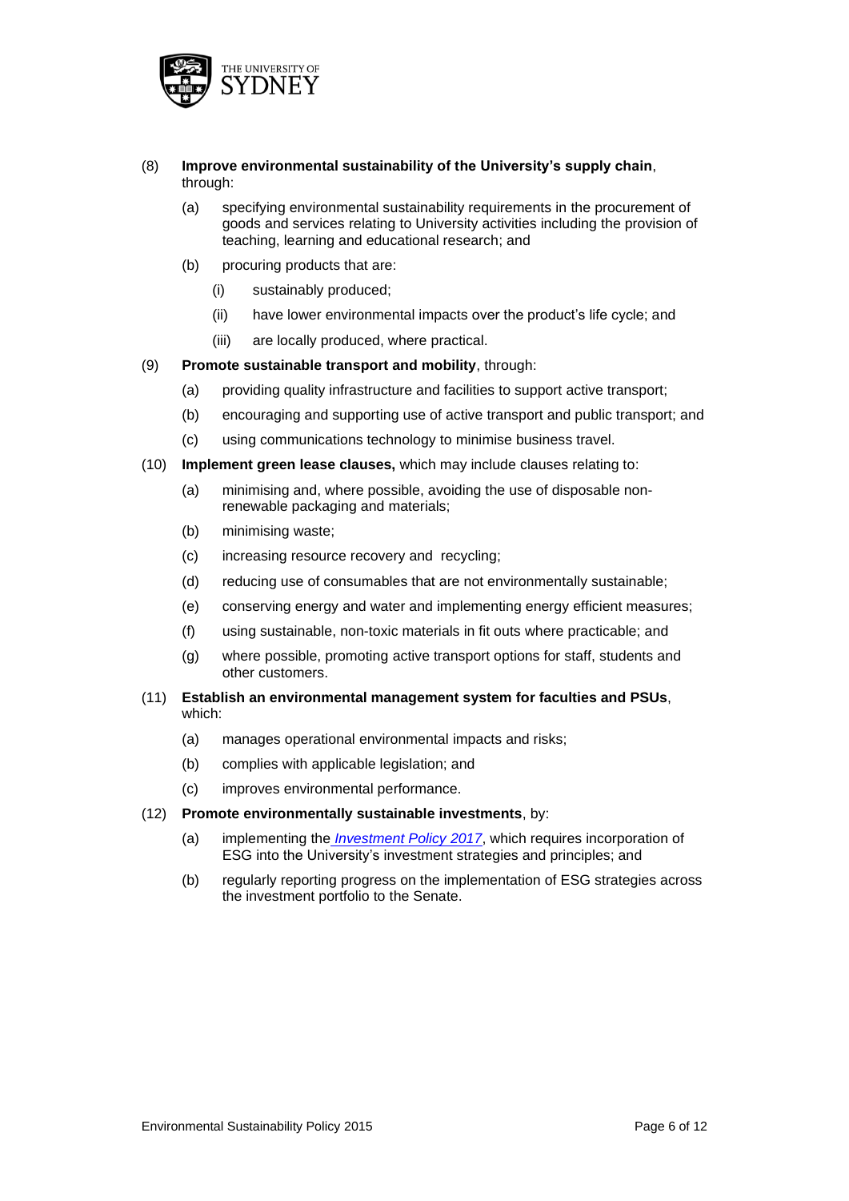(8) **Improve environmental sustainability of the University's supply chain**, through:

- (a) specifying environmental sustainability requirements in the procurement of goods and services relating to University activities including the provision of teaching, learning and educational research; and
- (b) procuring products that are:
  - (i) sustainably produced;
  - (ii) have lower environmental impacts over the product's life cycle; and
  - (iii) are locally produced, where practical.

(9) **Promote sustainable transport and mobility**, through:

- (a) providing quality infrastructure and facilities to support active transport;
- (b) encouraging and supporting use of active transport and public transport; and
- (c) using communications technology to minimise business travel.

(10) **Implement green lease clauses,** which may include clauses relating to:

- (a) minimising and, where possible, avoiding the use of disposable non-renewable packaging and materials;
- (b) minimising waste;
- (c) increasing resource recovery and recycling;
- (d) reducing use of consumables that are not environmentally sustainable;
- (e) conserving energy and water and implementing energy efficient measures;
- (f) using sustainable, non-toxic materials in fit outs where practicable; and
- (g) where possible, promoting active transport options for staff, students and other customers.

(11) **Establish an environmental management system for faculties and PSUs**, which:

- (a) manages operational environmental impacts and risks;
- (b) complies with applicable legislation; and
- (c) improves environmental performance.

(12) **Promote environmentally sustainable investments**, by:

- (a) implementing the *Investment Policy 2017*, which requires incorporation of ESG into the University's investment strategies and principles; and
- (b) regularly reporting progress on the implementation of ESG strategies across the investment portfolio to the Senate.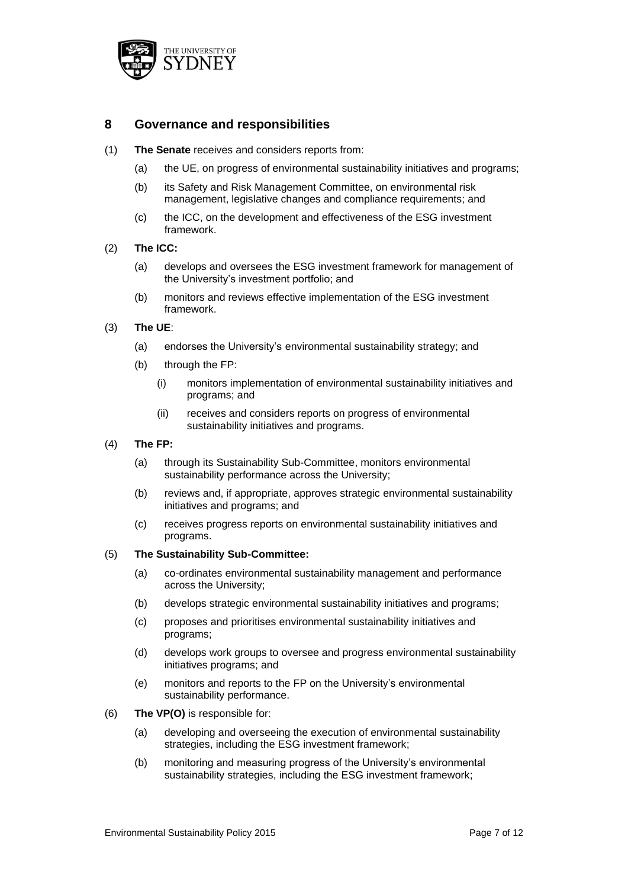## 8 Governance and responsibilities

(1) **The Senate** receives and considers reports from:

 (a) the UE, on progress of environmental sustainability initiatives and programs;

 (b) its Safety and Risk Management Committee, on environmental risk management, legislative changes and compliance requirements; and

 (c) the ICC, on the development and effectiveness of the ESG investment framework.

(2) **The ICC:**

 (a) develops and oversees the ESG investment framework for management of the University's investment portfolio; and

 (b) monitors and reviews effective implementation of the ESG investment framework.

(3) **The UE**:

 (a) endorses the University's environmental sustainability strategy; and

 (b) through the FP:

  (i) monitors implementation of environmental sustainability initiatives and programs; and

  (ii) receives and considers reports on progress of environmental sustainability initiatives and programs.

(4) **The FP:**

 (a) through its Sustainability Sub-Committee, monitors environmental sustainability performance across the University;

 (b) reviews and, if appropriate, approves strategic environmental sustainability initiatives and programs; and

 (c) receives progress reports on environmental sustainability initiatives and programs.

(5) **The Sustainability Sub-Committee:**

 (a) co-ordinates environmental sustainability management and performance across the University;

 (b) develops strategic environmental sustainability initiatives and programs;

 (c) proposes and prioritises environmental sustainability initiatives and programs;

 (d) develops work groups to oversee and progress environmental sustainability initiatives programs; and

 (e) monitors and reports to the FP on the University's environmental sustainability performance.

(6) **The VP(O)** is responsible for:

 (a) developing and overseeing the execution of environmental sustainability strategies, including the ESG investment framework;

 (b) monitoring and measuring progress of the University's environmental sustainability strategies, including the ESG investment framework;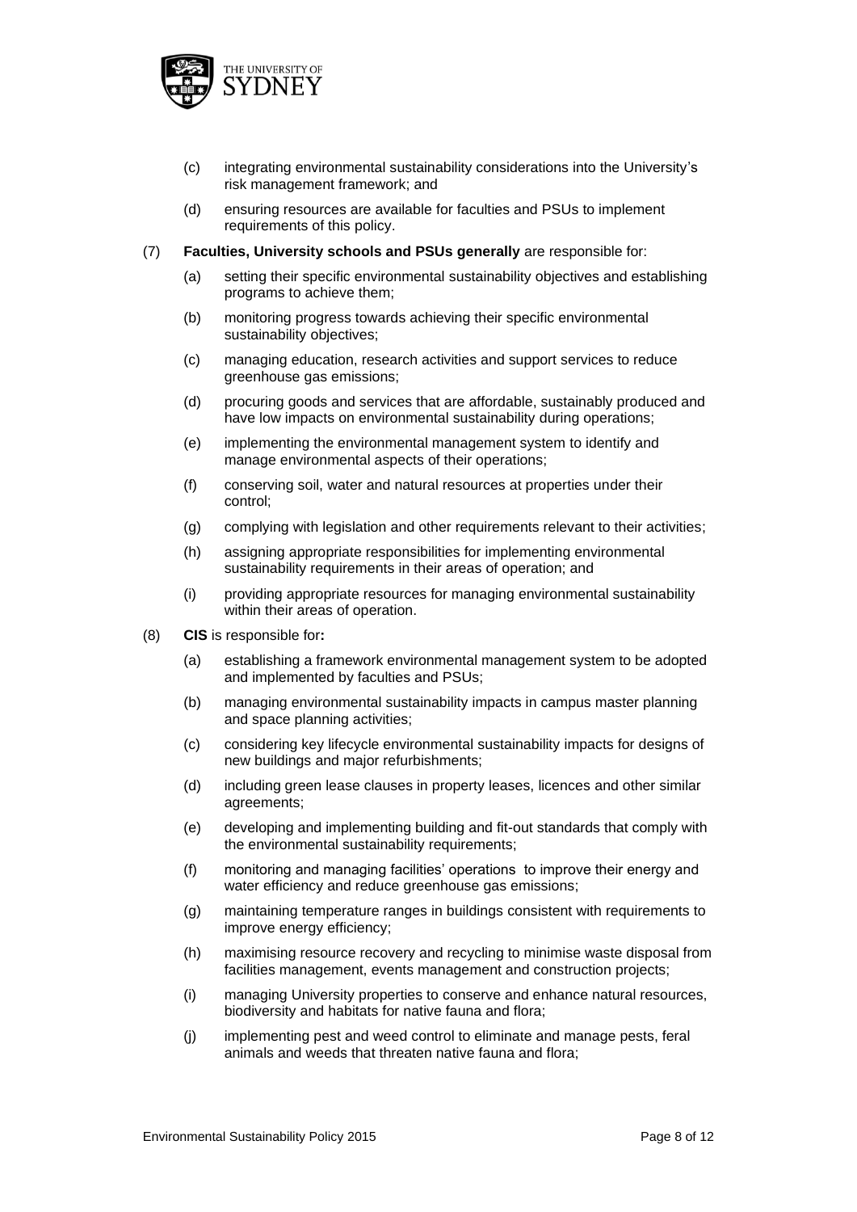(c) integrating environmental sustainability considerations into the University's risk management framework; and

(d) ensuring resources are available for faculties and PSUs to implement requirements of this policy.

(7) **Faculties, University schools and PSUs generally** are responsible for:

(a) setting their specific environmental sustainability objectives and establishing programs to achieve them;

(b) monitoring progress towards achieving their specific environmental sustainability objectives;

(c) managing education, research activities and support services to reduce greenhouse gas emissions;

(d) procuring goods and services that are affordable, sustainably produced and have low impacts on environmental sustainability during operations;

(e) implementing the environmental management system to identify and manage environmental aspects of their operations;

(f) conserving soil, water and natural resources at properties under their control;

(g) complying with legislation and other requirements relevant to their activities;

(h) assigning appropriate responsibilities for implementing environmental sustainability requirements in their areas of operation; and

(i) providing appropriate resources for managing environmental sustainability within their areas of operation.

(8) **CIS** is responsible for**:**

(a) establishing a framework environmental management system to be adopted and implemented by faculties and PSUs;

(b) managing environmental sustainability impacts in campus master planning and space planning activities;

(c) considering key lifecycle environmental sustainability impacts for designs of new buildings and major refurbishments;

(d) including green lease clauses in property leases, licences and other similar agreements;

(e) developing and implementing building and fit-out standards that comply with the environmental sustainability requirements;

(f) monitoring and managing facilities' operations to improve their energy and water efficiency and reduce greenhouse gas emissions;

(g) maintaining temperature ranges in buildings consistent with requirements to improve energy efficiency;

(h) maximising resource recovery and recycling to minimise waste disposal from facilities management, events management and construction projects;

(i) managing University properties to conserve and enhance natural resources, biodiversity and habitats for native fauna and flora;

(j) implementing pest and weed control to eliminate and manage pests, feral animals and weeds that threaten native fauna and flora;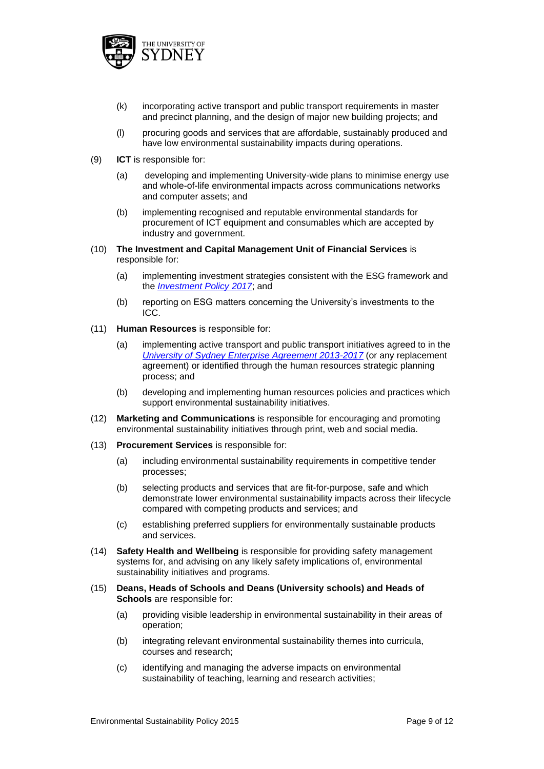(k) incorporating active transport and public transport requirements in master and precinct planning, and the design of major new building projects; and

(l) procuring goods and services that are affordable, sustainably produced and have low environmental sustainability impacts during operations.

(9) **ICT** is responsible for:

(a) developing and implementing University-wide plans to minimise energy use and whole-of-life environmental impacts across communications networks and computer assets; and

(b) implementing recognised and reputable environmental standards for procurement of ICT equipment and consumables which are accepted by industry and government.

(10) **The Investment and Capital Management Unit of Financial Services** is responsible for:

(a) implementing investment strategies consistent with the ESG framework and the *Investment Policy 2017*; and

(b) reporting on ESG matters concerning the University's investments to the ICC.

(11) **Human Resources** is responsible for:

(a) implementing active transport and public transport initiatives agreed to in the *University of Sydney Enterprise Agreement 2013-2017* (or any replacement agreement) or identified through the human resources strategic planning process; and

(b) developing and implementing human resources policies and practices which support environmental sustainability initiatives.

(12) **Marketing and Communications** is responsible for encouraging and promoting environmental sustainability initiatives through print, web and social media.

(13) **Procurement Services** is responsible for:

(a) including environmental sustainability requirements in competitive tender processes;

(b) selecting products and services that are fit-for-purpose, safe and which demonstrate lower environmental sustainability impacts across their lifecycle compared with competing products and services; and

(c) establishing preferred suppliers for environmentally sustainable products and services.

(14) **Safety Health and Wellbeing** is responsible for providing safety management systems for, and advising on any likely safety implications of, environmental sustainability initiatives and programs.

(15) **Deans, Heads of Schools and Deans (University schools) and Heads of Schools** are responsible for:

(a) providing visible leadership in environmental sustainability in their areas of operation;

(b) integrating relevant environmental sustainability themes into curricula, courses and research;

(c) identifying and managing the adverse impacts on environmental sustainability of teaching, learning and research activities;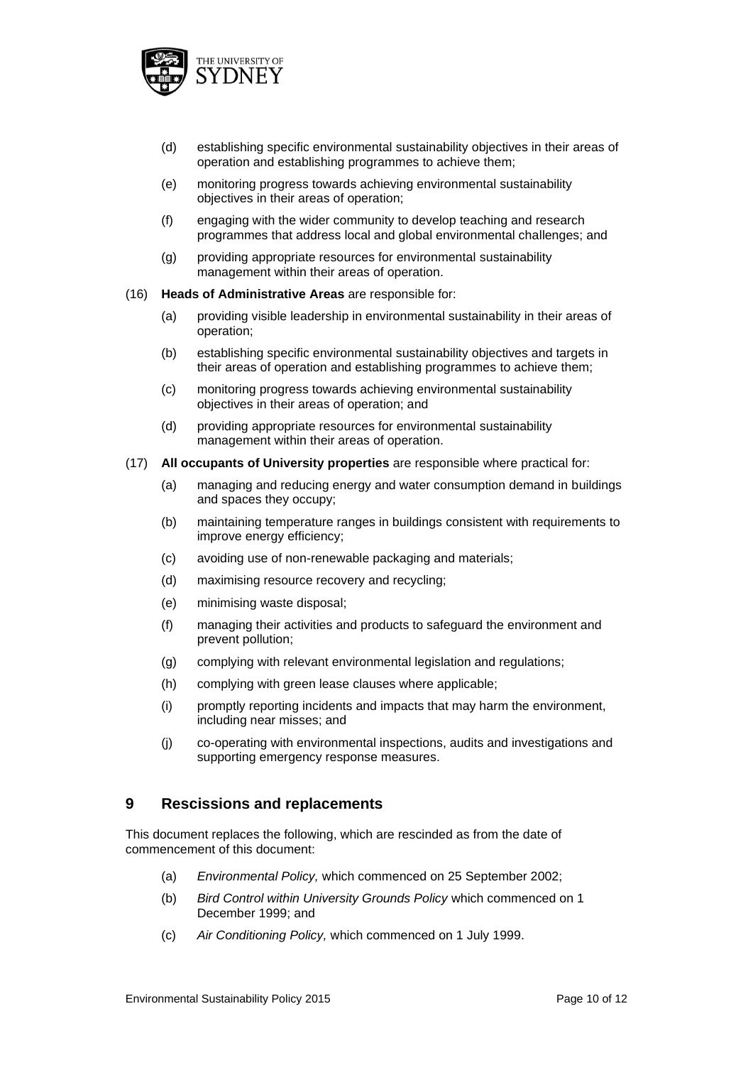(d) establishing specific environmental sustainability objectives in their areas of operation and establishing programmes to achieve them;

(e) monitoring progress towards achieving environmental sustainability objectives in their areas of operation;

(f) engaging with the wider community to develop teaching and research programmes that address local and global environmental challenges; and

(g) providing appropriate resources for environmental sustainability management within their areas of operation.

(16) **Heads of Administrative Areas** are responsible for:

(a) providing visible leadership in environmental sustainability in their areas of operation;

(b) establishing specific environmental sustainability objectives and targets in their areas of operation and establishing programmes to achieve them;

(c) monitoring progress towards achieving environmental sustainability objectives in their areas of operation; and

(d) providing appropriate resources for environmental sustainability management within their areas of operation.

(17) **All occupants of University properties** are responsible where practical for:

(a) managing and reducing energy and water consumption demand in buildings and spaces they occupy;

(b) maintaining temperature ranges in buildings consistent with requirements to improve energy efficiency;

(c) avoiding use of non-renewable packaging and materials;

(d) maximising resource recovery and recycling;

(e) minimising waste disposal;

(f) managing their activities and products to safeguard the environment and prevent pollution;

(g) complying with relevant environmental legislation and regulations;

(h) complying with green lease clauses where applicable;

(i) promptly reporting incidents and impacts that may harm the environment, including near misses; and

(j) co-operating with environmental inspections, audits and investigations and supporting emergency response measures.

## 9 Rescissions and replacements

This document replaces the following, which are rescinded as from the date of commencement of this document:

(a) *Environmental Policy,* which commenced on 25 September 2002;

(b) *Bird Control within University Grounds Policy* which commenced on 1 December 1999; and

(c) *Air Conditioning Policy,* which commenced on 1 July 1999.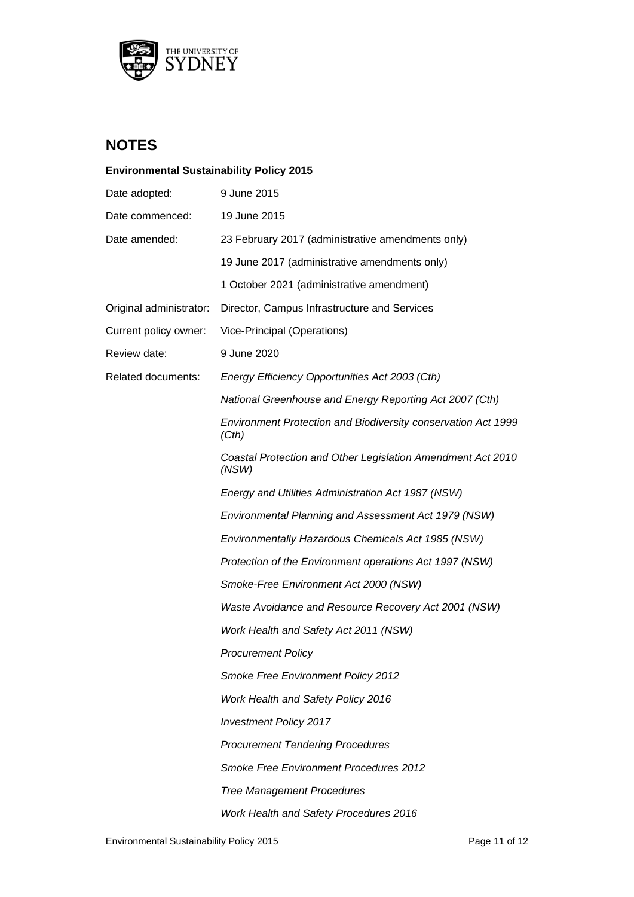## NOTES

**Environmental Sustainability Policy 2015**

| | |
|---|---|
| Date adopted: | 9 June 2015 |
| Date commenced: | 19 June 2015 |
| Date amended: | 23 February 2017 (administrative amendments only) |
| | 19 June 2017 (administrative amendments only) |
| | 1 October 2021 (administrative amendment) |
| Original administrator: | Director, Campus Infrastructure and Services |
| Current policy owner: | Vice-Principal (Operations) |
| Review date: | 9 June 2020 |
| Related documents: | *Energy Efficiency Opportunities Act 2003 (Cth)* |
| | *National Greenhouse and Energy Reporting Act 2007 (Cth)* |
| | *Environment Protection and Biodiversity conservation Act 1999 (Cth)* |
| | *Coastal Protection and Other Legislation Amendment Act 2010 (NSW)* |
| | *Energy and Utilities Administration Act 1987 (NSW)* |
| | *Environmental Planning and Assessment Act 1979 (NSW)* |
| | *Environmentally Hazardous Chemicals Act 1985 (NSW)* |
| | *Protection of the Environment operations Act 1997 (NSW)* |
| | *Smoke-Free Environment Act 2000 (NSW)* |
| | *Waste Avoidance and Resource Recovery Act 2001 (NSW)* |
| | *Work Health and Safety Act 2011 (NSW)* |
| | *Procurement Policy* |
| | *Smoke Free Environment Policy 2012* |
| | *Work Health and Safety Policy 2016* |
| | *Investment Policy 2017* |
| | *Procurement Tendering Procedures* |
| | *Smoke Free Environment Procedures 2012* |
| | *Tree Management Procedures* |
| | *Work Health and Safety Procedures 2016* |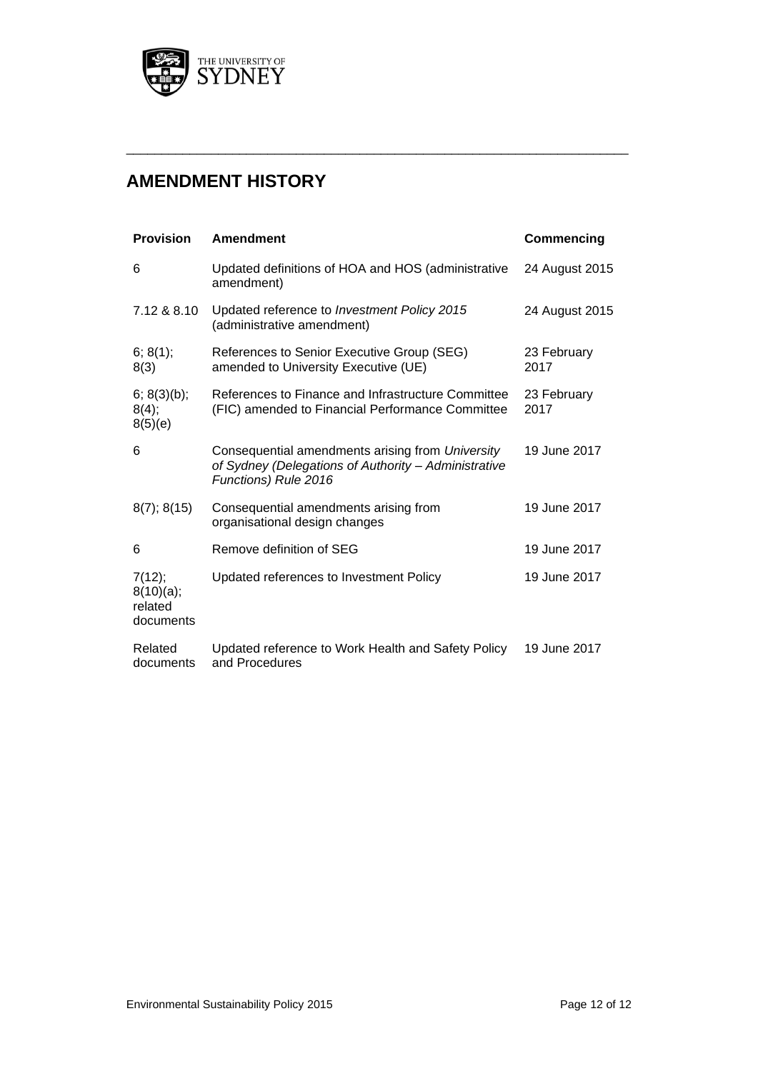## AMENDMENT HISTORY

| Provision | Amendment | Commencing |
|---|---|---|
| 6 | Updated definitions of HOA and HOS (administrative amendment) | 24 August 2015 |
| 7.12 & 8.10 | Updated reference to *Investment Policy 2015* (administrative amendment) | 24 August 2015 |
| 6; 8(1); 8(3) | References to Senior Executive Group (SEG) amended to University Executive (UE) | 23 February 2017 |
| 6; 8(3)(b); 8(4); 8(5)(e) | References to Finance and Infrastructure Committee (FIC) amended to Financial Performance Committee | 23 February 2017 |
| 6 | Consequential amendments arising from *University of Sydney (Delegations of Authority – Administrative Functions) Rule 2016* | 19 June 2017 |
| 8(7); 8(15) | Consequential amendments arising from organisational design changes | 19 June 2017 |
| 6 | Remove definition of SEG | 19 June 2017 |
| 7(12); 8(10)(a); related documents | Updated references to Investment Policy | 19 June 2017 |
| Related documents | Updated reference to Work Health and Safety Policy and Procedures | 19 June 2017 |